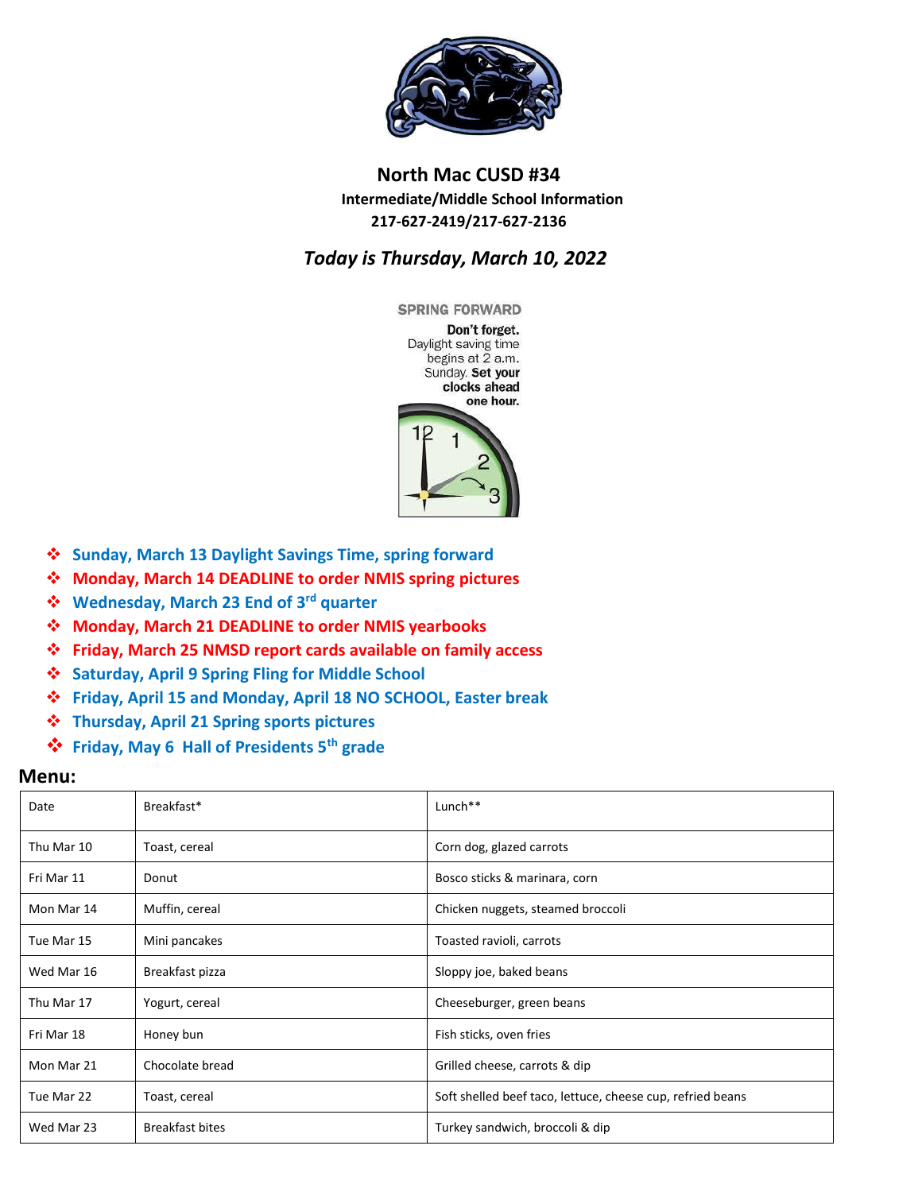# North Mac CUSD #34

**Intermediate/Middle School Information**

**217-627-2419/217-627-2136**

## *Today is Thursday, March 10, 2022*

**SPRING FORWARD**

**Don't forget.** Daylight saving time begins at 2 a.m. Sunday. **Set your clocks ahead one hour.**

- **Sunday, March 13 Daylight Savings Time, spring forward**
- **Monday, March 14 DEADLINE to order NMIS spring pictures**
- **Wednesday, March 23 End of 3rd quarter**
- **Monday, March 21 DEADLINE to order NMIS yearbooks**
- **Friday, March 25 NMSD report cards available on family access**
- **Saturday, April 9 Spring Fling for Middle School**
- **Friday, April 15 and Monday, April 18 NO SCHOOL, Easter break**
- **Thursday, April 21 Spring sports pictures**
- **Friday, May 6 Hall of Presidents 5th grade**

## Menu:

| Date | Breakfast* | Lunch** |
|---|---|---|
| Thu Mar 10 | Toast, cereal | Corn dog, glazed carrots |
| Fri Mar 11 | Donut | Bosco sticks & marinara, corn |
| Mon Mar 14 | Muffin, cereal | Chicken nuggets, steamed broccoli |
| Tue Mar 15 | Mini pancakes | Toasted ravioli, carrots |
| Wed Mar 16 | Breakfast pizza | Sloppy joe, baked beans |
| Thu Mar 17 | Yogurt, cereal | Cheeseburger, green beans |
| Fri Mar 18 | Honey bun | Fish sticks, oven fries |
| Mon Mar 21 | Chocolate bread | Grilled cheese, carrots & dip |
| Tue Mar 22 | Toast, cereal | Soft shelled beef taco, lettuce, cheese cup, refried beans |
| Wed Mar 23 | Breakfast bites | Turkey sandwich, broccoli & dip |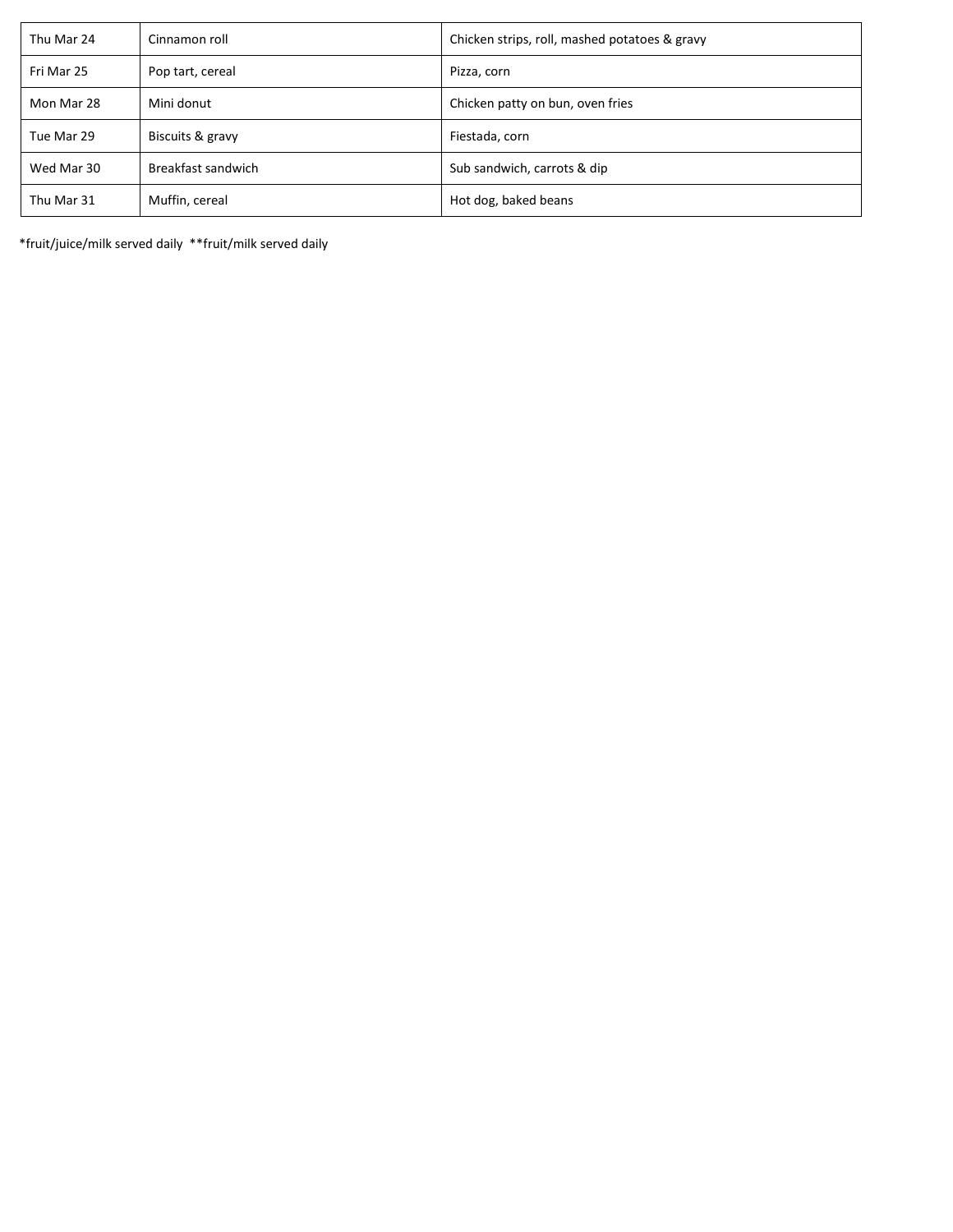| | | |
|---|---|---|
| Thu Mar 24 | Cinnamon roll | Chicken strips, roll, mashed potatoes & gravy |
| Fri Mar 25 | Pop tart, cereal | Pizza, corn |
| Mon Mar 28 | Mini donut | Chicken patty on bun, oven fries |
| Tue Mar 29 | Biscuits & gravy | Fiestada, corn |
| Wed Mar 30 | Breakfast sandwich | Sub sandwich, carrots & dip |
| Thu Mar 31 | Muffin, cereal | Hot dog, baked beans |

*fruit/juice/milk served daily  **fruit/milk served daily